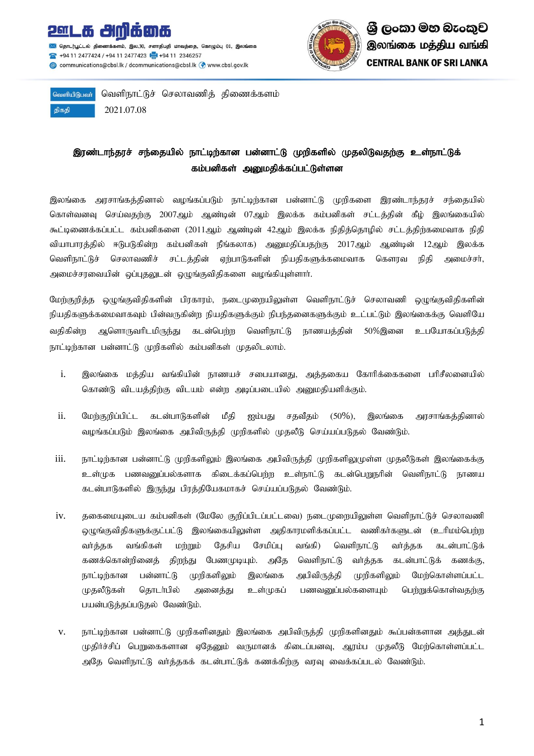# ஊடக அறிக்கை

தொடர்பூட்டல் திணைக்களம், இல.30, சனாதிபதி மாவத்தை, கொழும்பு 01, இலங்கை
+94 11 2477424 / +94 11 2477423 +94 11 2346257
communications@cbsl.lk / dcommunications@cbsl.lk www.cbsl.gov.lk

ශ්‍රී ලංකා මහ බැංකුව
இலங்கை மத்திய வங்கி
CENTRAL BANK OF SRI LANKA

| வெளியிடுபவர் | வெளிநாட்டுச் செலாவணித் திணைக்களம் |
|---|---|
| திகதி | 2021.07.08 |

## இரண்டாந்தரச் சந்தையில் நாட்டிற்கான பன்னாட்டு முறிகளில் முதலிடுவதற்கு உள்நாட்டுக் கம்பனிகள் அனுமதிக்கப்பட்டுள்ளன

இலங்கை அரசாங்கத்தினால் வழங்கப்படும் நாட்டிற்கான பன்னாட்டு முறிகளை இரண்டாந்தரச் சந்தையில் கொள்வனவு செய்வதற்கு 2007ஆம் ஆண்டின் 07ஆம் இலக்க கம்பனிகள் சட்டத்தின் கீழ் இலங்கையில் கூட்டிணைக்கப்பட்ட கம்பனிகளை (2011ஆம் ஆண்டின் 42ஆம் இலக்க நிதித்தொழில் சட்டத்திற்கமைவாக நிதி வியாபாரத்தில் ஈடுபடுகின்ற கம்பனிகள் நீங்கலாக) அனுமதிப்பதற்கு 2017ஆம் ஆண்டின் 12ஆம் இலக்க வெளிநாட்டுச் செலாவணிச் சட்டத்தின் ஏற்பாடுகளின் நியதிகளுக்கமைவாக கௌரவ நிதி அமைச்சர், அமைச்சரவையின் ஒப்புதலுடன் ஒழுங்குவிதிகளை வழங்கியுள்ளார்.

மேற்குறித்த ஒழுங்குவிதிகளின் பிரகாரம், நடைமுறையிலுள்ள வெளிநாட்டுச் செலாவணி ஒழுங்குவிதிகளின் நியதிகளுக்கமைவாகவும் பின்வருகின்ற நியதிகளுக்கும் நிபந்தனைகளுக்கும் உட்பட்டும் இலங்கைக்கு வெளியே வதிகின்ற ஆளொருவரிடமிருந்து கடன்பெற்ற வெளிநாட்டு நாணயத்தின் 50%இனை உபயோகப்படுத்தி நாட்டிற்கான பன்னாட்டு முறிகளில் கம்பனிகள் முதலிடலாம்.

i. இலங்கை மத்திய வங்கியின் நாணயச் சபையானது, அத்தகைய கோரிக்கைகளை பரிசீலனையில் கொண்டு விடயத்திற்கு விடயம் என்ற அடிப்படையில் அனுமதியளிக்கும்.

ii. மேற்குறிப்பிட்ட கடன்பாடுகளின் மீதி ஐம்பது சதவீதம் (50%), இலங்கை அரசாங்கத்தினால் வழங்கப்படும் இலங்கை அபிவிருத்தி முறிகளில் முதலீடு செய்யப்படுதல் வேண்டும்.

iii. நாட்டிற்கான பன்னாட்டு முறிகளிலும் இலங்கை அபிவிருத்தி முறிகளிலுமுள்ள முதலீடுகள் இலங்கைக்கு உள்முக பணவனுப்பல்களாக கிடைக்கப்பெற்ற உள்நாட்டு கடன்பெறுநரின் வெளிநாட்டு நாணய கடன்பாடுகளில் இருந்து பிரத்தியேகமாகச் செய்யப்படுதல் வேண்டும்.

iv. தகைமையுடைய கம்பனிகள் (மேலே குறிப்பிடப்பட்டவை) நடைமுறையிலுள்ள வெளிநாட்டுச் செலாவணி ஒழுங்குவிதிகளுக்குட்பட்டு இலங்கையிலுள்ள அதிகாரமளிக்கப்பட்ட வணிகர்களுடன் (உரிமம்பெற்ற வர்த்தக வங்கிகள் மற்றும் தேசிய சேமிப்பு வங்கி) வெளிநாட்டு வர்த்தக கடன்பாட்டுக் கணக்கொன்றினைத் திறந்து பேணமுடியும். அதே வெளிநாட்டு வர்த்தக கடன்பாட்டுக் கணக்கு, நாட்டிற்கான பன்னாட்டு முறிகளிலும் இலங்கை அபிவிருத்தி முறிகளிலும் மேற்கொள்ளப்பட்ட முதலீடுகள் தொடர்பில் அனைத்து உள்முகப் பணவனுப்பல்களையும் பெற்றுக்கொள்வதற்கு பயன்படுத்தப்படுதல் வேண்டும்.

v. நாட்டிற்கான பன்னாட்டு முறிகளினதும் இலங்கை அபிவிருத்தி முறிகளினதும் கூப்பன்களான அத்துடன் முதிர்ச்சிப் பெறுகைகளான ஏதேனும் வருமானக் கிடைப்பனவு, ஆரம்ப முதலீடு மேற்கொள்ளப்பட்ட அதே வெளிநாட்டு வர்த்தகக் கடன்பாட்டுக் கணக்கிற்கு வரவு வைக்கப்படல் வேண்டும்.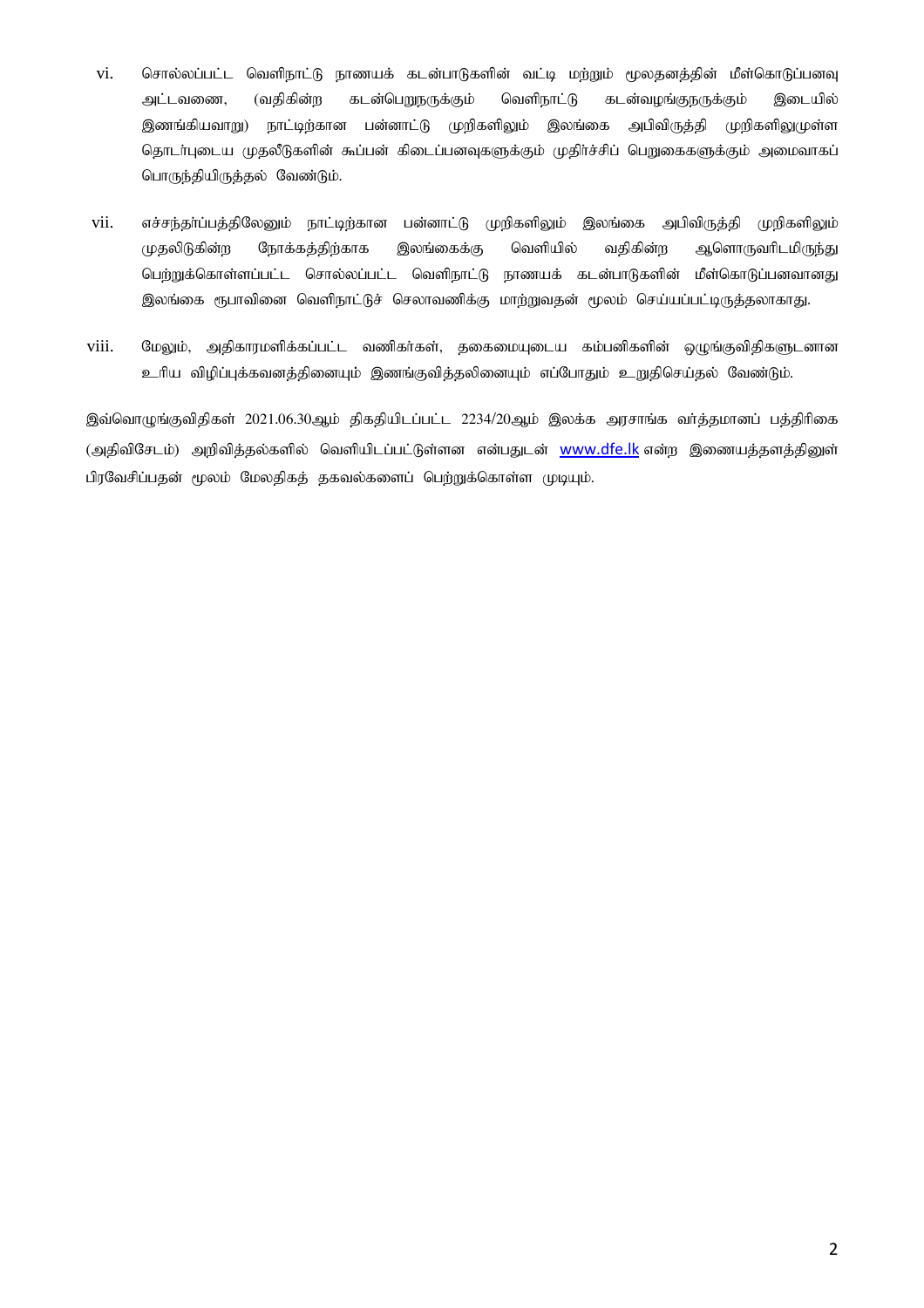vi. சொல்லப்பட்ட வெளிநாட்டு நாணயக் கடன்பாடுகளின் வட்டி மற்றும் மூலதனத்தின் மீள்கொடுப்பனவு அட்டவணை, (வதிகின்ற கடன்பெறுநருக்கும் வெளிநாட்டு கடன்வழங்குநருக்கும் இடையில் இணங்கியவாறு) நாட்டிற்கான பன்னாட்டு முறிகளிலும் இலங்கை அபிவிருத்தி முறிகளிலுமுள்ள தொடர்புடைய முதலீடுகளின் கூப்பன் கிடைப்பனவுகளுக்கும் முதிர்ச்சிப் பெறுகைகளுக்கும் அமைவாகப் பொருந்தியிருத்தல் வேண்டும்.

vii. எச்சந்தர்ப்பத்திலேனும் நாட்டிற்கான பன்னாட்டு முறிகளிலும் இலங்கை அபிவிருத்தி முறிகளிலும் முதலிடுகின்ற நோக்கத்திற்காக இலங்கைக்கு வெளியில் வதிகின்ற ஆளொருவரிடமிருந்து பெற்றுக்கொள்ளப்பட்ட சொல்லப்பட்ட வெளிநாட்டு நாணயக் கடன்பாடுகளின் மீள்கொடுப்பனவானது இலங்கை ரூபாவினை வெளிநாட்டுச் செலாவணிக்கு மாற்றுவதன் மூலம் செய்யப்பட்டிருத்தலாகாது.

viii. மேலும், அதிகாரமளிக்கப்பட்ட வணிகர்கள், தகைமையுடைய கம்பனிகளின் ஒழுங்குவிதிகளுடனான உரிய விழிப்புக்கவனத்தினையும் இணங்குவித்தலினையும் எப்போதும் உறுதிசெய்தல் வேண்டும்.

இவ்வொழுங்குவிதிகள் 2021.06.30ஆம் திகதியிடப்பட்ட 2234/20ஆம் இலக்க அரசாங்க வர்த்தமானப் பத்திரிகை (அதிவிசேடம்) அறிவித்தல்களில் வெளியிடப்பட்டுள்ளன என்பதுடன் www.dfe.lk என்ற இணையத்தளத்தினுள் பிரவேசிப்பதன் மூலம் மேலதிகத் தகவல்களைப் பெற்றுக்கொள்ள முடியும்.